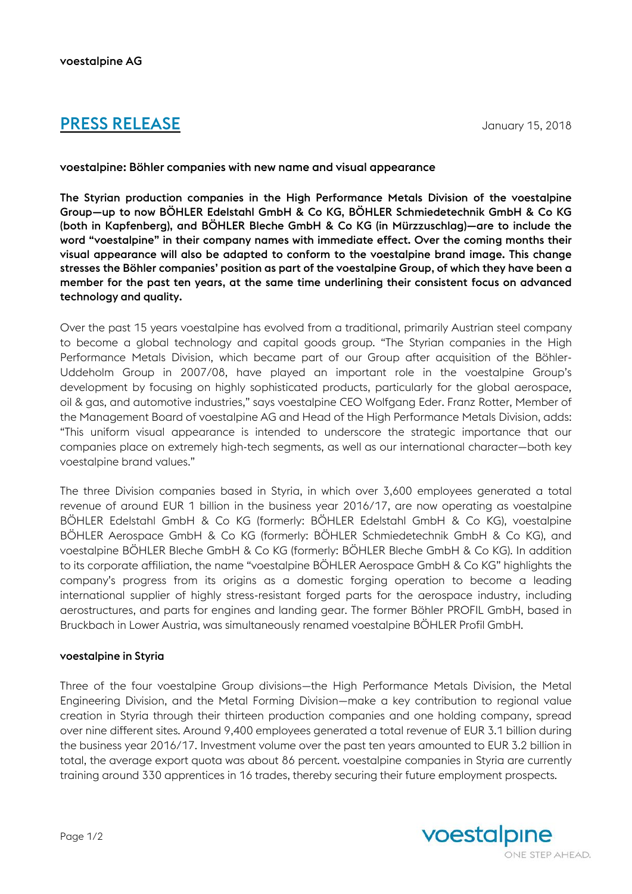voestalpine AG

# PRESS RELEASE

January 15, 2018

## voestalpine: Böhler companies with new name and visual appearance

**The Styrian production companies in the High Performance Metals Division of the voestalpine Group—up to now BÖHLER Edelstahl GmbH & Co KG, BÖHLER Schmiedetechnik GmbH & Co KG (both in Kapfenberg), and BÖHLER Bleche GmbH & Co KG (in Mürzzuschlag)—are to include the word "voestalpine" in their company names with immediate effect. Over the coming months their visual appearance will also be adapted to conform to the voestalpine brand image. This change stresses the Böhler companies' position as part of the voestalpine Group, of which they have been a member for the past ten years, at the same time underlining their consistent focus on advanced technology and quality.**

Over the past 15 years voestalpine has evolved from a traditional, primarily Austrian steel company to become a global technology and capital goods group. "The Styrian companies in the High Performance Metals Division, which became part of our Group after acquisition of the Böhler-Uddeholm Group in 2007/08, have played an important role in the voestalpine Group's development by focusing on highly sophisticated products, particularly for the global aerospace, oil & gas, and automotive industries," says voestalpine CEO Wolfgang Eder. Franz Rotter, Member of the Management Board of voestalpine AG and Head of the High Performance Metals Division, adds: "This uniform visual appearance is intended to underscore the strategic importance that our companies place on extremely high-tech segments, as well as our international character—both key voestalpine brand values."

The three Division companies based in Styria, in which over 3,600 employees generated a total revenue of around EUR 1 billion in the business year 2016/17, are now operating as voestalpine BÖHLER Edelstahl GmbH & Co KG (formerly: BÖHLER Edelstahl GmbH & Co KG), voestalpine BÖHLER Aerospace GmbH & Co KG (formerly: BÖHLER Schmiedetechnik GmbH & Co KG), and voestalpine BÖHLER Bleche GmbH & Co KG (formerly: BÖHLER Bleche GmbH & Co KG). In addition to its corporate affiliation, the name "voestalpine BÖHLER Aerospace GmbH & Co KG" highlights the company's progress from its origins as a domestic forging operation to become a leading international supplier of highly stress-resistant forged parts for the aerospace industry, including aerostructures, and parts for engines and landing gear. The former Böhler PROFIL GmbH, based in Bruckbach in Lower Austria, was simultaneously renamed voestalpine BÖHLER Profil GmbH.

### voestalpine in Styria

Three of the four voestalpine Group divisions—the High Performance Metals Division, the Metal Engineering Division, and the Metal Forming Division—make a key contribution to regional value creation in Styria through their thirteen production companies and one holding company, spread over nine different sites. Around 9,400 employees generated a total revenue of EUR 3.1 billion during the business year 2016/17. Investment volume over the past ten years amounted to EUR 3.2 billion in total, the average export quota was about 86 percent. voestalpine companies in Styria are currently training around 330 apprentices in 16 trades, thereby securing their future employment prospects.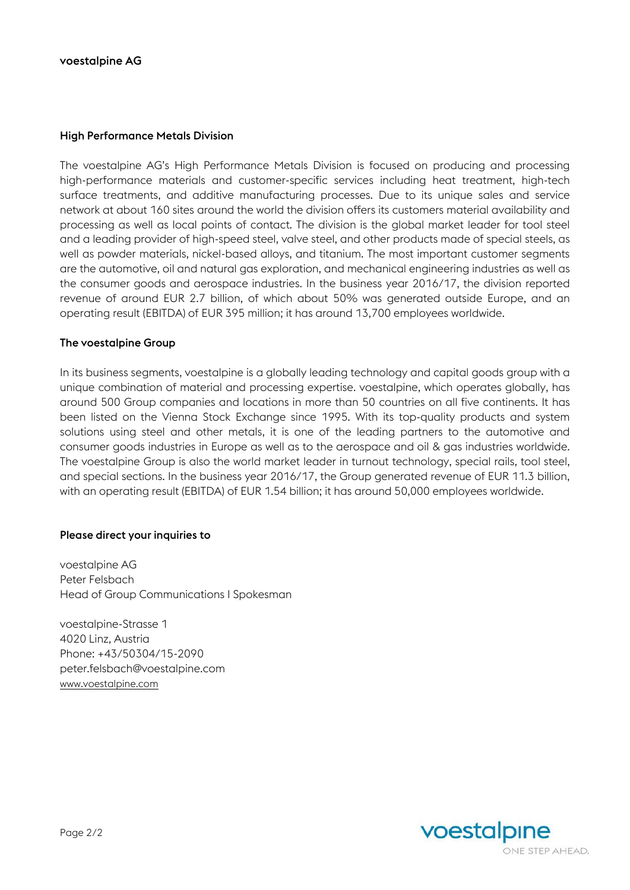## High Performance Metals Division

The voestalpine AG's High Performance Metals Division is focused on producing and processing high-performance materials and customer-specific services including heat treatment, high-tech surface treatments, and additive manufacturing processes. Due to its unique sales and service network at about 160 sites around the world the division offers its customers material availability and processing as well as local points of contact. The division is the global market leader for tool steel and a leading provider of high-speed steel, valve steel, and other products made of special steels, as well as powder materials, nickel-based alloys, and titanium. The most important customer segments are the automotive, oil and natural gas exploration, and mechanical engineering industries as well as the consumer goods and aerospace industries. In the business year 2016/17, the division reported revenue of around EUR 2.7 billion, of which about 50% was generated outside Europe, and an operating result (EBITDA) of EUR 395 million; it has around 13,700 employees worldwide.

## The voestalpine Group

In its business segments, voestalpine is a globally leading technology and capital goods group with a unique combination of material and processing expertise. voestalpine, which operates globally, has around 500 Group companies and locations in more than 50 countries on all five continents. It has been listed on the Vienna Stock Exchange since 1995. With its top-quality products and system solutions using steel and other metals, it is one of the leading partners to the automotive and consumer goods industries in Europe as well as to the aerospace and oil & gas industries worldwide. The voestalpine Group is also the world market leader in turnout technology, special rails, tool steel, and special sections. In the business year 2016/17, the Group generated revenue of EUR 11.3 billion, with an operating result (EBITDA) of EUR 1.54 billion; it has around 50,000 employees worldwide.

## Please direct your inquiries to

voestalpine AG
Peter Felsbach
Head of Group Communications I Spokesman

voestalpine-Strasse 1
4020 Linz, Austria
Phone: +43/50304/15-2090
peter.felsbach@voestalpine.com
www.voestalpine.com